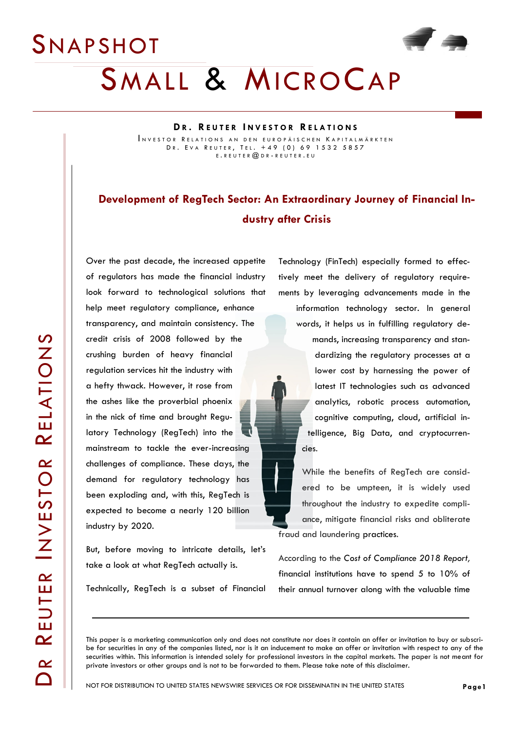# SNAPSHOT

# SMALL & MICROCAP

**DR. REUTER INVESTOR RELATIONS**

INVESTOR RELATIONS AN DEN EUROPÄISCHEN KAPITALMÄRKTEN
DR. EVA REUTER, TEL. +49 (0) 69 1532 5857
E.REUTER@DR-REUTER.EU

## Development of RegTech Sector: An Extraordinary Journey of Financial Industry after Crisis

Over the past decade, the increased appetite of regulators has made the financial industry look forward to technological solutions that help meet regulatory compliance, enhance transparency, and maintain consistency. The credit crisis of 2008 followed by the crushing burden of heavy financial regulation services hit the industry with a hefty thwack. However, it rose from the ashes like the proverbial phoenix in the nick of time and brought Regulatory Technology (RegTech) into the mainstream to tackle the ever-increasing challenges of compliance. These days, the demand for regulatory technology has been exploding and, with this, RegTech is expected to become a nearly 120 billion industry by 2020.

But, before moving to intricate details, let's take a look at what RegTech actually is.

Technically, RegTech is a subset of Financial Technology (FinTech) especially formed to effectively meet the delivery of regulatory requirements by leveraging advancements made in the information technology sector. In general words, it helps us in fulfilling regulatory demands, increasing transparency and standardizing the regulatory processes at a lower cost by harnessing the power of latest IT technologies such as advanced analytics, robotic process automation, cognitive computing, cloud, artificial intelligence, Big Data, and cryptocurrencies.

While the benefits of RegTech are considered to be umpteen, it is widely used throughout the industry to expedite compliance, mitigate financial risks and obliterate fraud and laundering practices.

According to the *Cost of Compliance 2018 Report*, financial institutions have to spend 5 to 10% of their annual turnover along with the valuable time

---

This paper is a marketing communication only and does not constitute nor does it contain an offer or invitation to buy or subscribe for securities in any of the companies listed, nor is it an inducement to make an offer or invitation with respect to any of the securities within. This information is intended solely for professional investors in the capital markets. The paper is not meant for private investors or other groups and is not to be forwarded to them. Please take note of this disclaimer.

NOT FOR DISTRIBUTION TO UNITED STATES NEWSWIRE SERVICES OR FOR DISSEMINATIN IN THE UNITED STATES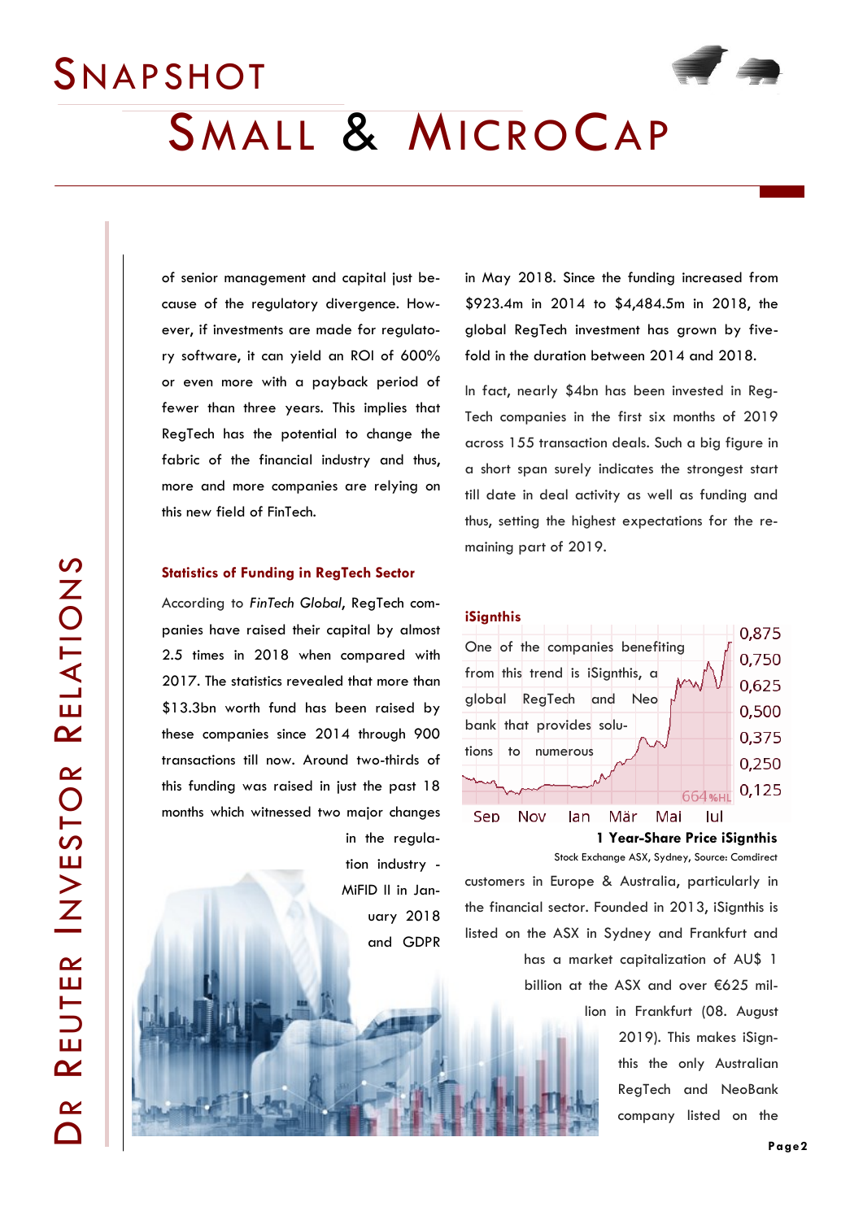of senior management and capital just because of the regulatory divergence. However, if investments are made for regulatory software, it can yield an ROI of 600% or even more with a payback period of fewer than three years. This implies that RegTech has the potential to change the fabric of the financial industry and thus, more and more companies are relying on this new field of FinTech.

### Statistics of Funding in RegTech Sector

According to *FinTech Global*, RegTech companies have raised their capital by almost 2.5 times in 2018 when compared with 2017. The statistics revealed that more than $13.3bn worth fund has been raised by these companies since 2014 through 900 transactions till now. Around two-thirds of this funding was raised in just the past 18 months which witnessed two major changes in the regulation industry - MiFID II in January 2018 and GDPR in May 2018. Since the funding increased from $923.4m in 2014 to $4,484.5m in 2018, the global RegTech investment has grown by five-fold in the duration between 2014 and 2018.

In fact, nearly $4bn has been invested in RegTech companies in the first six months of 2019 across 155 transaction deals. Such a big figure in a short span surely indicates the strongest start till date in deal activity as well as funding and thus, setting the highest expectations for the remaining part of 2019.

### iSignthis

One of the companies benefiting from this trend is iSignthis, a global RegTech and Neo bank that provides solutions to numerous customers in Europe & Australia, particularly in the financial sector. Founded in 2013, iSignthis is listed on the ASX in Sydney and Frankfurt and has a market capitalization of AU$ 1 billion at the ASX and over €625 million in Frankfurt (08. August 2019). This makes iSignthis the only Australian RegTech and NeoBank company listed on the

**1 Year-Share Price iSignthis**

Stock Exchange ASX, Sydney, Source: Comdirect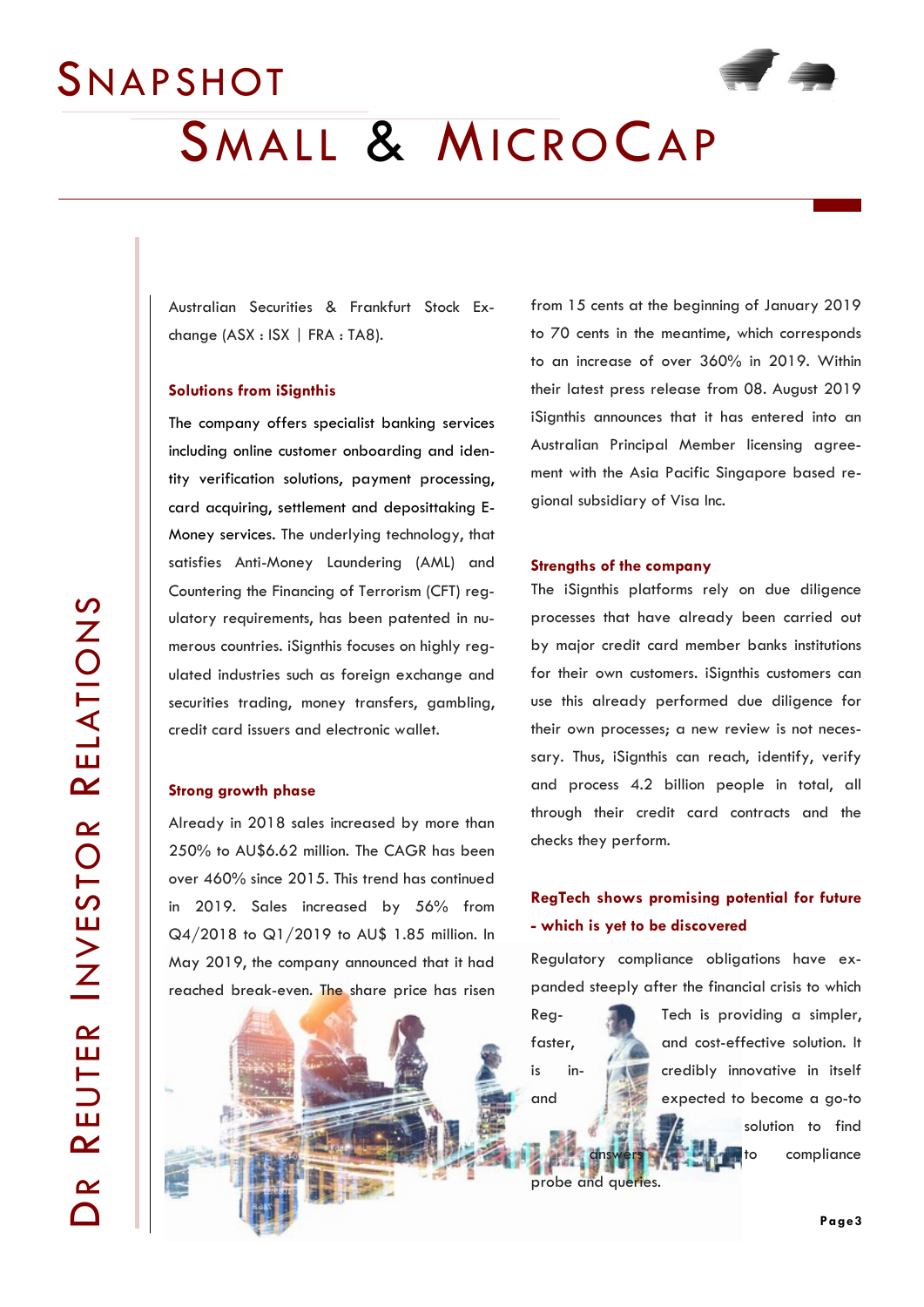Australian Securities & Frankfurt Stock Exchange (ASX : ISX | FRA : TA8).

### Solutions from iSignthis

The company offers specialist banking services including online customer onboarding and identity verification solutions, payment processing, card acquiring, settlement and deposittaking E-Money services. The underlying technology, that satisfies Anti-Money Laundering (AML) and Countering the Financing of Terrorism (CFT) regulatory requirements, has been patented in numerous countries. iSignthis focuses on highly regulated industries such as foreign exchange and securities trading, money transfers, gambling, credit card issuers and electronic wallet.

### Strong growth phase

Already in 2018 sales increased by more than 250% to AU$6.62 million. The CAGR has been over 460% since 2015. This trend has continued in 2019. Sales increased by 56% from Q4/2018 to Q1/2019 to AU$ 1.85 million. In May 2019, the company announced that it had reached break-even. The share price has risen from 15 cents at the beginning of January 2019 to 70 cents in the meantime, which corresponds to an increase of over 360% in 2019. Within their latest press release from 08. August 2019 iSignthis announces that it has entered into an Australian Principal Member licensing agreement with the Asia Pacific Singapore based regional subsidiary of Visa Inc.

### Strengths of the company

The iSignthis platforms rely on due diligence processes that have already been carried out by major credit card member banks institutions for their own customers. iSignthis customers can use this already performed due diligence for their own processes; a new review is not necessary. Thus, iSignthis can reach, identify, verify and process 4.2 billion people in total, all through their credit card contracts and the checks they perform.

### RegTech shows promising potential for future - which is yet to be discovered

Regulatory compliance obligations have expanded steeply after the financial crisis to which RegTech is providing a simpler, faster, and cost-effective solution. It is incredibly innovative in itself and expected to become a go-to solution to find answers to compliance probe and queries.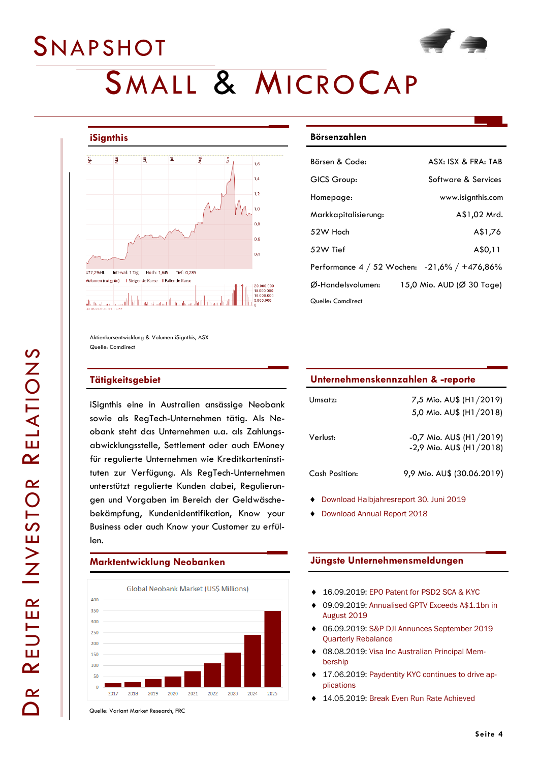# Snapshot Small & MicroCap

## iSignthis

Aktienkursentwicklung & Volumen iSignthis, ASX
Quelle: Comdirect

## Börsenzahlen

| | |
|---|---|
| Börsen & Code: | ASX: ISX & FRA: TAB |
| GICS Group: | Software & Services |
| Homepage: | www.isignthis.com |
| Markkapitalisierung: | A$1,02 Mrd. |
| 52W Hoch | A$1,76 |
| 52W Tief | A$0,11 |
| Performance 4 / 52 Wochen: | -21,6% / +476,86% |
| Ø-Handelsvolumen: | 15,0 Mio. AUD (Ø 30 Tage) |

Quelle: Comdirect

## Tätigkeitsgebiet

iSignthis eine in Australien ansässige Neobank sowie als RegTech-Unternehmen tätig. Als Neobank steht das Unternehmen u.a. als Zahlungsabwicklungsstelle, Settlement oder auch EMoney für regulierte Unternehmen wie Kreditkarteninstituten zur Verfügung. Als RegTech-Unternehmen unterstützt regulierte Kunden dabei, Regulierungen und Vorgaben im Bereich der Geldwäschebekämpfung, Kundenidentifikation, Know your Business oder auch Know your Customer zu erfüllen.

## Unternehmenskennzahlen & -reporte

| | |
|---|---|
| Umsatz: | 7,5 Mio. AU$ (H1/2019)<br>5,0 Mio. AU$ (H1/2018) |
| Verlust: | -0,7 Mio. AU$ (H1/2019)<br>-2,9 Mio. AU$ (H1/2018) |
| Cash Position: | 9,9 Mio. AU$ (30.06.2019) |

- Download Halbjahresreport 30. Juni 2019
- Download Annual Report 2018

## Marktentwicklung Neobanken

Global Neobank Market (US$ Millions)

Quelle: Variant Market Research, FRC

## Jüngste Unternehmensmeldungen

- 16.09.2019: EPO Patent for PSD2 SCA & KYC
- 09.09.2019: Annualised GPTV Exceeds A$1.1bn in August 2019
- 06.09.2019: S&P DJI Annunces September 2019 Quarterly Rebalance
- 08.08.2019: Visa Inc Australian Principal Membership
- 17.06.2019: Paydentity KYC continues to drive applications
- 14.05.2019: Break Even Run Rate Achieved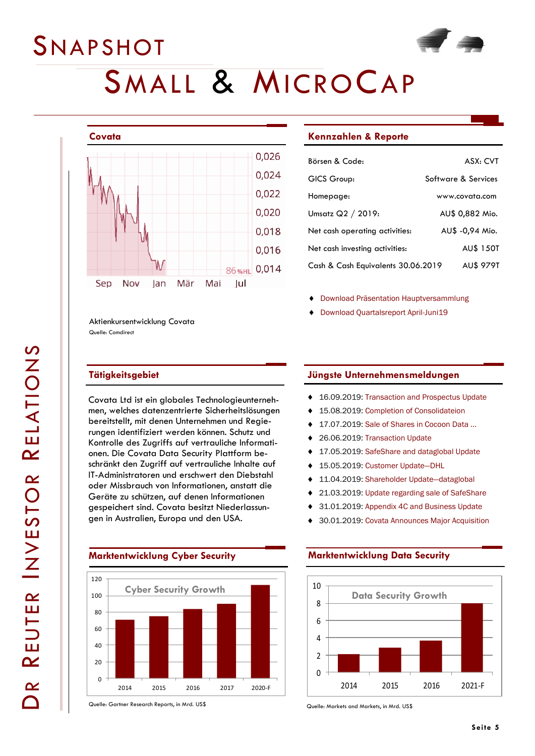# SNAPSHOT
# SMALL & MICROCAP

## Covata

Aktienkursentwicklung Covata
Quelle: Comdirect

## Kennzahlen & Reporte

| | |
|---|---|
| Börsen & Code: | ASX: CVT |
| GICS Group: | Software & Services |
| Homepage: | www.covata.com |
| Umsatz Q2 / 2019: | AU$ 0,882 Mio. |
| Net cash operating activities: | AU$ -0,94 Mio. |
| Net cash investing activities: | AU$ 150T |
| Cash & Cash Equivalents 30.06.2019 | AU$ 979T |

- Download Präsentation Hauptversammlung
- Download Quartalsreport April-Juni19

## Tätigkeitsgebiet

Covata Ltd ist ein globales Technologieunternehmen, welches datenzentrierte Sicherheitslösungen bereitstellt, mit denen Unternehmen und Regierungen identifiziert werden können. Schutz und Kontrolle des Zugriffs auf vertrauliche Informationen. Die Covata Data Security Plattform beschränkt den Zugriff auf vertrauliche Inhalte auf IT-Administratoren und erschwert den Diebstahl oder Missbrauch von Informationen, anstatt die Geräte zu schützen, auf denen Informationen gespeichert sind. Covata besitzt Niederlassungen in Australien, Europa und den USA.

## Jüngste Unternehmensmeldungen

- 16.09.2019: Transaction and Prospectus Update
- 15.08.2019: Completion of Consolidateion
- 17.07.2019: Sale of Shares in Cocoon Data ...
- 26.06.2019: Transaction Update
- 17.05.2019: SafeShare and dataglobal Update
- 15.05.2019: Customer Update—DHL
- 11.04.2019: Shareholder Update—dataglobal
- 21.03.2019: Update regarding sale of SafeShare
- 31.01.2019: Appendix 4C and Business Update
- 30.01.2019: Covata Announces Major Acquisition

## Marktentwicklung Cyber Security

Quelle: Gartner Research Reports, in Mrd. US$

## Marktentwicklung Data Security

Quelle: Markets and Markets, in Mrd. US$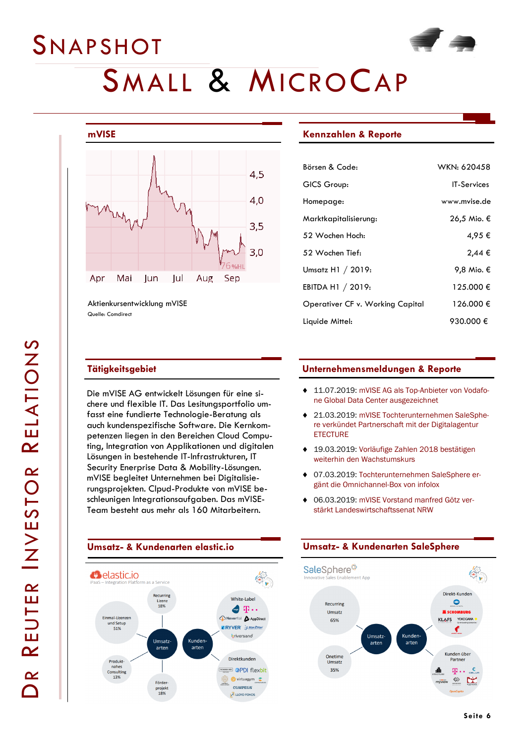# SNAPSHOT SMALL & MICROCAP

## mVISE

Aktienkursentwicklung mVISE
Quelle: Comdirect

## Kennzahlen & Reporte

| | |
|---|---|
| Börsen & Code: | WKN: 620458 |
| GICS Group: | IT-Services |
| Homepage: | www.mvise.de |
| Marktkapitalisierung: | 26,5 Mio. € |
| 52 Wochen Hoch: | 4,95 € |
| 52 Wochen Tief: | 2,44 € |
| Umsatz H1 / 2019: | 9,8 Mio. € |
| EBITDA H1 / 2019: | 125.000 € |
| Operativer CF v. Working Capital | 126.000 € |
| Liquide Mittel: | 930.000 € |

## Tätigkeitsgebiet

Die mVISE AG entwickelt Lösungen für eine sichere und flexible IT. Das Lesitungsportfolio umfasst eine fundierte Technologie-Beratung als auch kundenspezifische Software. Die Kernkompetenzen liegen in den Bereichen Cloud Computing, Integration von Applikationen und digitalen Lösungen in bestehende IT-Infrastrukturen, IT Security Enerprise Data & Mobility-Lösungen. mVISE begleitet Unternehmen bei Digitalisierungsprojekten. Clpud-Produkte von mVISE beschleunigen Integrationsaufgaben. Das mVISE-Team besteht aus mehr als 160 Mitarbeitern.

## Unternehmensmeldungen & Reporte

- 11.07.2019: mVISE AG als Top-Anbieter von Vodafone Global Data Center ausgezeichnet
- 21.03.2019: mVISE Tochterunternehmen SaleSphere verkündet Partnerschaft mit der Digitalagentur ETECTURE
- 19.03.2019: Vorläufige Zahlen 2018 bestätigen weiterhin den Wachstumskurs
- 07.03.2019: Tochterunternehmen SaleSphere ergänt die Omnichannel-Box von infolox
- 06.03.2019: mVISE Vorstand manfred Götz verstärkt Landeswirtschaftssenat NRW

## Umsatz- & Kundenarten elastic.io

## Umsatz- & Kundenarten SaleSphere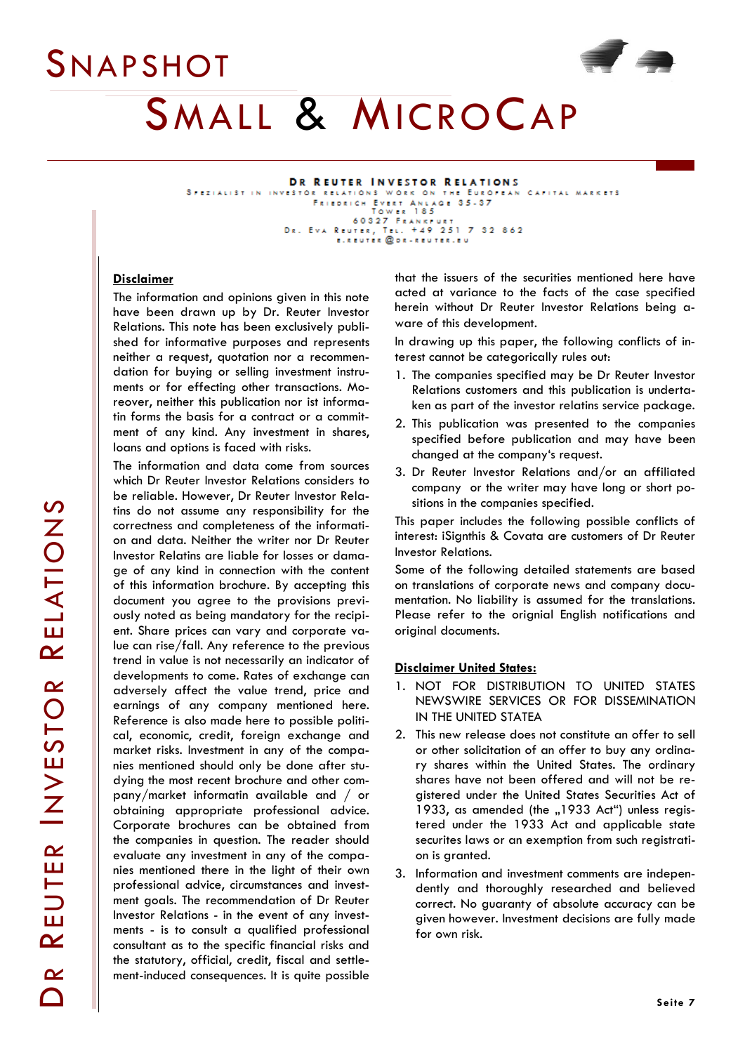# SNAPSHOT

# SMALL & MICROCAP

**DR REUTER INVESTOR RELATIONS**
SPEZIALIST IN INVESTOR RELATIONS WORK ON THE EUROPEAN CAPITAL MARKETS
FRIEDRICH EVERT ANLAGE 35-37
TOWER 185
60327 FRANKFURT
DR. EVA REUTER, TEL. +49 251 7 32 862
E.REUTER@DR-REUTER.EU

## Disclaimer

The information and opinions given in this note have been drawn up by Dr. Reuter Investor Relations. This note has been exclusively published for informative purposes and represents neither a request, quotation nor a recommendation for buying or selling investment instruments or for effecting other transactions. Moreover, neither this publication nor ist informatin forms the basis for a contract or a commitment of any kind. Any investment in shares, loans and options is faced with risks.

The information and data come from sources which Dr Reuter Investor Relations considers to be reliable. However, Dr Reuter Investor Relatins do not assume any responsibility for the correctness and completeness of the information and data. Neither the writer nor Dr Reuter Investor Relatins are liable for losses or damage of any kind in connection with the content of this information brochure. By accepting this document you agree to the provisions previously noted as being mandatory for the recipient. Share prices can vary and corporate value can rise/fall. Any reference to the previous trend in value is not necessarily an indicator of developments to come. Rates of exchange can adversely affect the value trend, price and earnings of any company mentioned here. Reference is also made here to possible political, economic, credit, foreign exchange and market risks. Investment in any of the companies mentioned should only be done after studying the most recent brochure and other company/market informatin available and / or obtaining appropriate professional advice. Corporate brochures can be obtained from the companies in question. The reader should evaluate any investment in any of the companies mentioned there in the light of their own professional advice, circumstances and investment goals. The recommendation of Dr Reuter Investor Relations - in the event of any investments - is to consult a qualified professional consultant as to the specific financial risks and the statutory, official, credit, fiscal and settlement-induced consequences. It is quite possible that the issuers of the securities mentioned here have acted at variance to the facts of the case specified herein without Dr Reuter Investor Relations being aware of this development.

In drawing up this paper, the following conflicts of interest cannot be categorically rules out:

1. The companies specified may be Dr Reuter Investor Relations customers and this publication is undertaken as part of the investor relatins service package.
2. This publication was presented to the companies specified before publication and may have been changed at the company's request.
3. Dr Reuter Investor Relations and/or an affiliated company or the writer may have long or short positions in the companies specified.

This paper includes the following possible conflicts of interest: iSignthis & Covata are customers of Dr Reuter Investor Relations.

Some of the following detailed statements are based on translations of corporate news and company documentation. No liability is assumed for the translations. Please refer to the orignial English notifications and original documents.

## Disclaimer United States:

1. NOT FOR DISTRIBUTION TO UNITED STATES NEWSWIRE SERVICES OR FOR DISSEMINATION IN THE UNITED STATEA
2. This new release does not constitute an offer to sell or other solicitation of an offer to buy any ordinary shares within the United States. The ordinary shares have not been offered and will not be registered under the United States Securities Act of 1933, as amended (the „1933 Act") unless registered under the 1933 Act and applicable state securites laws or an exemption from such registration is granted.
3. Information and investment comments are independently and thoroughly researched and believed correct. No guaranty of absolute accuracy can be given however. Investment decisions are fully made for own risk.